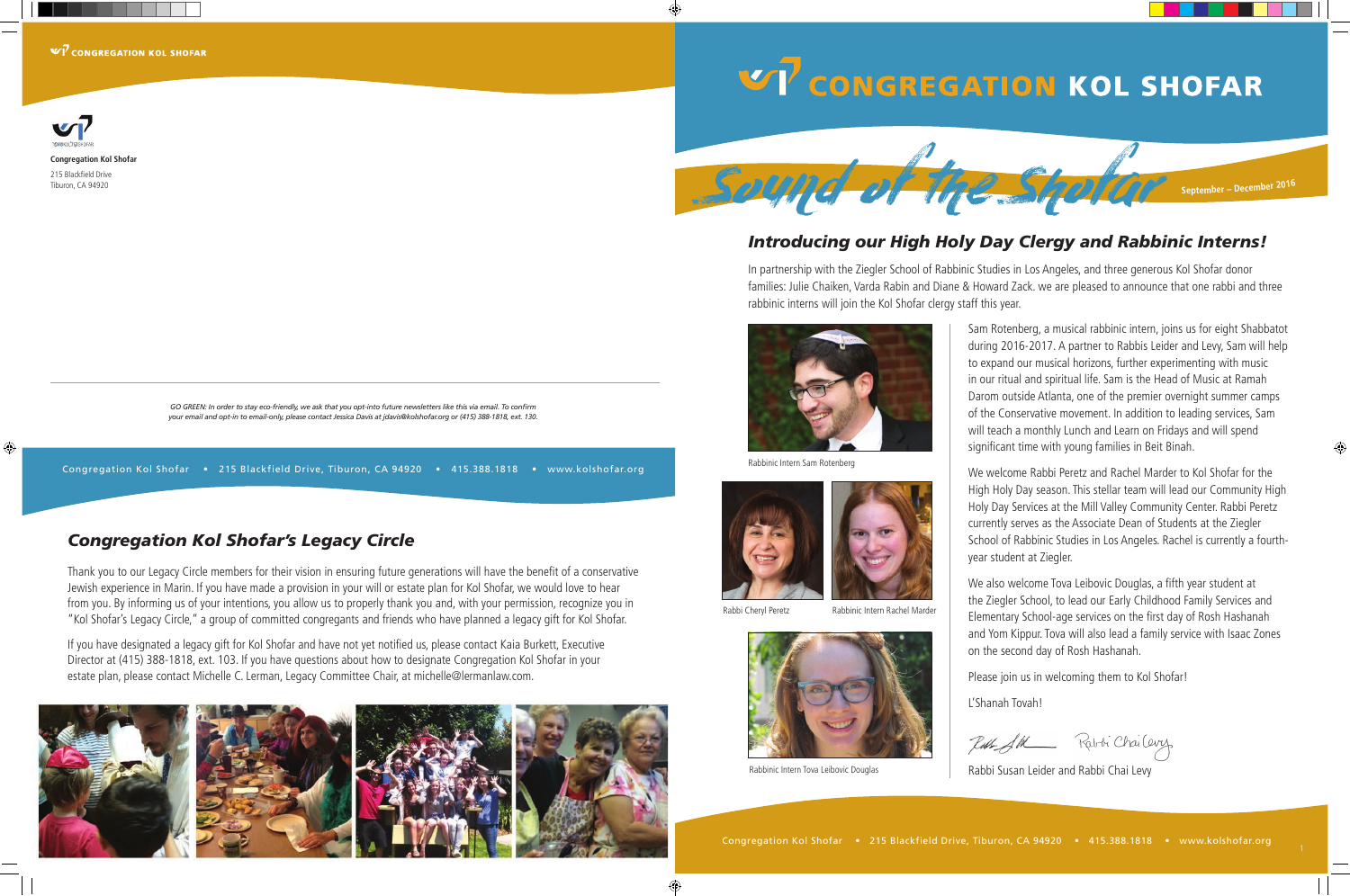Congregation Kol Shofar
215 Blackfield Drive
Tiburon, CA 94920

*GO GREEN: In order to stay eco-friendly, we ask that you opt-into future newsletters like this via email. To confirm your email and opt-in to email-only, please contact Jessica Davis at jdavis@kolshofar.org or (415) 388-1818, ext. 130.*

Congregation Kol Shofar • 215 Blackfield Drive, Tiburon, CA 94920 • 415.388.1818 • www.kolshofar.org

## *Congregation Kol Shofar's Legacy Circle*

Thank you to our Legacy Circle members for their vision in ensuring future generations will have the benefit of a conservative Jewish experience in Marin. If you have made a provision in your will or estate plan for Kol Shofar, we would love to hear from you. By informing us of your intentions, you allow us to properly thank you and, with your permission, recognize you in "Kol Shofar's Legacy Circle," a group of committed congregants and friends who have planned a legacy gift for Kol Shofar.

If you have designated a legacy gift for Kol Shofar and have not yet notified us, please contact Kaia Burkett, Executive Director at (415) 388-1818, ext. 103. If you have questions about how to designate Congregation Kol Shofar in your estate plan, please contact Michelle C. Lerman, Legacy Committee Chair, at michelle@lermanlaw.com.

# CONGREGATION KOL SHOFAR

## Sound of the Shofar

September – December 2016

## *Introducing our High Holy Day Clergy and Rabbinic Interns!*

In partnership with the Ziegler School of Rabbinic Studies in Los Angeles, and three generous Kol Shofar donor families: Julie Chaiken, Varda Rabin and Diane & Howard Zack. we are pleased to announce that one rabbi and three rabbinic interns will join the Kol Shofar clergy staff this year.

Rabbinic Intern Sam Rotenberg

Rabbi Cheryl Peretz

Rabbinic Intern Rachel Marder

Rabbinic Intern Tova Leibovic Douglas

Sam Rotenberg, a musical rabbinic intern, joins us for eight Shabbatot during 2016-2017. A partner to Rabbis Leider and Levy, Sam will help to expand our musical horizons, further experimenting with music in our ritual and spiritual life. Sam is the Head of Music at Ramah Darom outside Atlanta, one of the premier overnight summer camps of the Conservative movement. In addition to leading services, Sam will teach a monthly Lunch and Learn on Fridays and will spend significant time with young families in Beit Binah.

We welcome Rabbi Peretz and Rachel Marder to Kol Shofar for the High Holy Day season. This stellar team will lead our Community High Holy Day Services at the Mill Valley Community Center. Rabbi Peretz currently serves as the Associate Dean of Students at the Ziegler School of Rabbinic Studies in Los Angeles. Rachel is currently a fourth-year student at Ziegler.

We also welcome Tova Leibovic Douglas, a fifth year student at the Ziegler School, to lead our Early Childhood Family Services and Elementary School-age services on the first day of Rosh Hashanah and Yom Kippur. Tova will also lead a family service with Isaac Zones on the second day of Rosh Hashanah.

Please join us in welcoming them to Kol Shofar!

L'Shanah Tovah!

Rabbi Susan Leider and Rabbi Chai Levy

Congregation Kol Shofar • 215 Blackfield Drive, Tiburon, CA 94920 • 415.388.1818 • www.kolshofar.org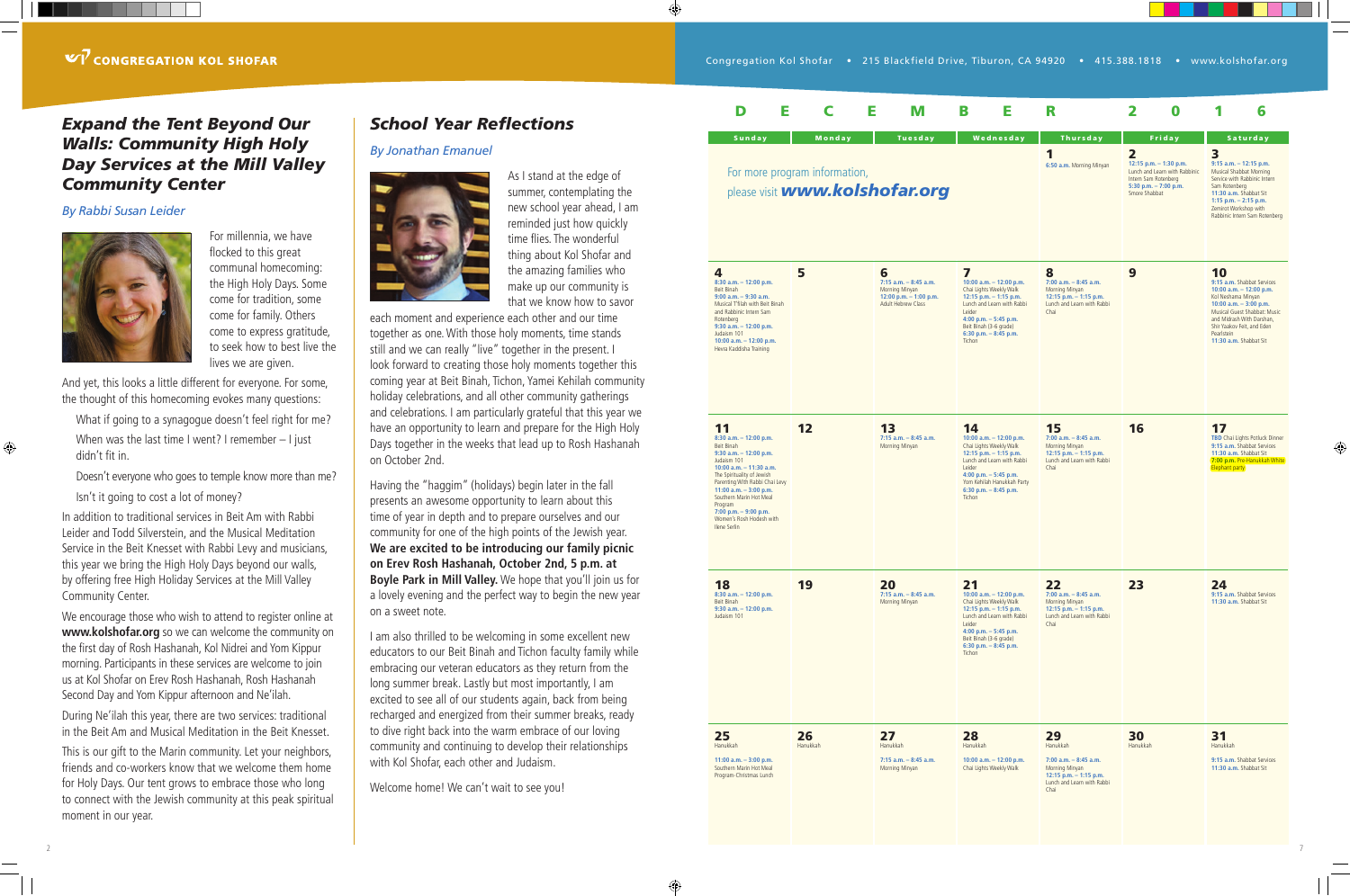## Expand the Tent Beyond Our Walls: Community High Holy Day Services at the Mill Valley Community Center

*By Rabbi Susan Leider*

For millennia, we have flocked to this great communal homecoming: the High Holy Days. Some come for tradition, some come for family. Others come to express gratitude, to seek how to best live the lives we are given.

And yet, this looks a little different for everyone. For some, the thought of this homecoming evokes many questions:

What if going to a synagogue doesn't feel right for me?

When was the last time I went? I remember – I just didn't fit in.

Doesn't everyone who goes to temple know more than me?

Isn't it going to cost a lot of money?

In addition to traditional services in Beit Am with Rabbi Leider and Todd Silverstein, and the Musical Meditation Service in the Beit Knesset with Rabbi Levy and musicians, this year we bring the High Holy Days beyond our walls, by offering free High Holiday Services at the Mill Valley Community Center.

We encourage those who wish to attend to register online at **www.kolshofar.org** so we can welcome the community on the first day of Rosh Hashanah, Kol Nidrei and Yom Kippur morning. Participants in these services are welcome to join us at Kol Shofar on Erev Rosh Hashanah, Rosh Hashanah Second Day and Yom Kippur afternoon and Ne'ilah.

During Ne'ilah this year, there are two services: traditional in the Beit Am and Musical Meditation in the Beit Knesset.

This is our gift to the Marin community. Let your neighbors, friends and co-workers know that we welcome them home for Holy Days. Our tent grows to embrace those who long to connect with the Jewish community at this peak spiritual moment in our year.

## School Year Reflections

*By Jonathan Emanuel*

As I stand at the edge of summer, contemplating the new school year ahead, I am reminded just how quickly time flies. The wonderful thing about Kol Shofar and the amazing families who make up our community is that we know how to savor each moment and experience each other and our time together as one. With those holy moments, time stands still and we can really "live" together in the present. I look forward to creating those holy moments together this coming year at Beit Binah, Tichon, Yamei Kehilah community holiday celebrations, and all other community gatherings and celebrations. I am particularly grateful that this year we have an opportunity to learn and prepare for the High Holy Days together in the weeks that lead up to Rosh Hashanah on October 2nd.

Having the "haggim" (holidays) begin later in the fall presents an awesome opportunity to learn about this time of year in depth and to prepare ourselves and our community for one of the high points of the Jewish year. **We are excited to be introducing our family picnic on Erev Rosh Hashanah, October 2nd, 5 p.m. at Boyle Park in Mill Valley.** We hope that you'll join us for a lovely evening and the perfect way to begin the new year on a sweet note.

I am also thrilled to be welcoming in some excellent new educators to our Beit Binah and Tichon faculty family while embracing our veteran educators as they return from the long summer break. Lastly but most importantly, I am excited to see all of our students again, back from being recharged and energized from their summer breaks, ready to dive right back into the warm embrace of our loving community and continuing to develop their relationships with Kol Shofar, each other and Judaism.

Welcome home! We can't wait to see you!

## DECEMBER 2016

For more program information, please visit ***www.kolshofar.org***

| Sunday | Monday | Tuesday | Wednesday | Thursday | Friday | Saturday |
|---|---|---|---|---|---|---|
| | | | | **1** 6:50 a.m. Morning Minyan | **2** 12:15 p.m. – 1:30 p.m. Lunch and Learn with Rabbinic Intern Sam Rotenberg; 5:30 p.m. – 7:00 p.m. Smore Shabbat | **3** 9:15 a.m. – 12:15 p.m. Musical Shabbat Morning Service with Rabbinic Intern Sam Rotenberg; 11:30 a.m. Shabbat Sit; 1:15 p.m. – 2:15 p.m. Zemirot Workshop with Rabbinic Intern Sam Rotenberg |
| **4** 8:30 a.m. – 12:00 p.m. Beit Binah; 9:00 a.m. – 9:30 a.m. Musical T'filah with Beit Binah and Rabbinic Intern Sam Rotenberg; 9:30 a.m. – 12:00 p.m. Judaism 101; 10:00 a.m. – 12:00 p.m. Hevra Kaddisha Training | **5** | **6** 7:15 a.m. – 8:45 a.m. Morning Minyan; 12:00 p.m. – 1:00 p.m. Adult Hebrew Class | **7** 10:00 a.m. – 12:00 p.m. Chai Lights Weekly Walk; 12:15 p.m. – 1:15 p.m. Lunch and Learn with Rabbi Leider; 4:00 p.m. – 5:45 p.m. Beit Binah (3-6 grade); 6:30 p.m. – 8:45 p.m. Tichon | **8** 7:00 a.m. – 8:45 a.m. Morning Minyan; 12:15 p.m. – 1:15 p.m. Lunch and Learn with Rabbi Chai | **9** | **10** 9:15 a.m. Shabbat Services; 10:00 a.m. – 12:00 p.m. Kol Neshama Minyan; 10:00 a.m. – 3:00 p.m. Musical Guest Shabbat: Music and Midrash With Darshan, Shir Yaakov Feit, and Eden Pearlstein; 11:30 a.m. Shabbat Sit |
| **11** 8:30 a.m. – 12:00 p.m. Beit Binah; 9:30 a.m. – 12:00 p.m. Judaism 101; 10:00 a.m. – 11:30 a.m. The Spirituality of Jewish Parenting With Rabbi Chai Levy; 11:00 a.m. – 3:00 p.m. Southern Marin Hot Meal Program; 7:00 p.m. – 9:00 p.m. Women's Rosh Hodesh with Ilene Serlin | **12** | **13** 7:15 a.m. – 8:45 a.m. Morning Minyan | **14** 10:00 a.m. – 12:00 p.m. Chai Lights Weekly Walk; 12:15 p.m. – 1:15 p.m. Lunch and Learn with Rabbi Leider; 4:00 p.m. – 5:45 p.m. Yom Kehilah Hanukkah Party; 6:30 p.m. – 8:45 p.m. Tichon | **15** 7:00 a.m. – 8:45 a.m. Morning Minyan; 12:15 p.m. – 1:15 p.m. Lunch and Learn with Rabbi Chai | **16** | **17** TBD Chai Lights Potluck Dinner; 9:15 a.m. Shabbat Services; 11:30 a.m. Shabbat Sit; 7:00 p.m. Pre-Hanukkah White Elephant party |
| **18** 8:30 a.m. – 12:00 p.m. Beit Binah; 9:30 a.m. – 12:00 p.m. Judaism 101 | **19** | **20** 7:15 a.m. – 8:45 a.m. Morning Minyan | **21** 10:00 a.m. – 12:00 p.m. Chai Lights Weekly Walk; 12:15 p.m. – 1:15 p.m. Lunch and Learn with Rabbi Leider; 4:00 p.m. – 5:45 p.m. Beit Binah (3-6 grade); 6:30 p.m. – 8:45 p.m. Tichon | **22** 7:00 a.m. – 8:45 a.m. Morning Minyan; 12:15 p.m. – 1:15 p.m. Lunch and Learn with Rabbi Chai | **23** | **24** 9:15 a.m. Shabbat Services; 11:30 a.m. Shabbat Sit |
| **25** Hanukkah; 11:00 a.m. – 3:00 p.m. Southern Marin Hot Meal Program-Christmas Lunch | **26** Hanukkah | **27** Hanukkah; 7:15 a.m. – 8:45 a.m. Morning Minyan | **28** Hanukkah; 10:00 a.m. – 12:00 p.m. Chai Lights Weekly Walk | **29** Hanukkah; 7:00 a.m. – 8:45 a.m. Morning Minyan; 12:15 p.m. – 1:15 p.m. Lunch and Learn with Rabbi Chai | **30** Hanukkah | **31** Hanukkah; 9:15 a.m. Shabbat Services; 11:30 a.m. Shabbat Sit |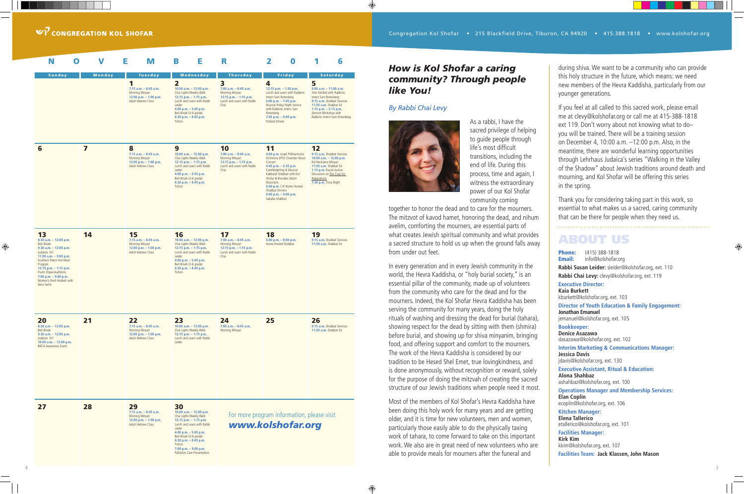# CONGREGATION KOL SHOFAR

Congregation Kol Shofar • 215 Blackfield Drive, Tiburon, CA 94920 • 415.388.1818 • www.kolshofar.org

## NOVEMBER 2016

| Sunday | Monday | Tuesday | Wednesday | Thursday | Friday | Saturday |
|---|---|---|---|---|---|---|
| | | **1** 7:15 a.m. – 8:45 a.m. Morning Minyan; 12:00 p.m. – 1:00 p.m. Adult Hebrew Class | **2** 10:00 a.m. – 12:00 p.m. Chai Lights Weekly Walk; 12:15 p.m. – 1:15 p.m. Lunch and Learn with Rabbi Leider; 4:00 p.m. – 5:45 p.m. Beit Binah (3-6 grade); 6:30 p.m. – 8:45 p.m. Tichon | **3** 7:00 a.m. – 8:45 a.m. Morning Minyan; 12:15 p.m. – 1:15 p.m. Lunch and Learn with Rabbi Chai | **4** 12:15 p.m. – 1:30 p.m. Lunch and Learn with Rabbinic Intern Sam Rotenberg; 6:00 p.m. – 7:45 p.m. Musical Friday Night Service with Rabbinic Intern Sam Rotenberg; 7:45 p.m. – 9:00 p.m. Potluck Dinner | **5** 9:00 a.m. – 11:00 a.m. Yom Kehilah with Rabbinic Intern Sam Rotenberg; 9:15 a.m. Shabbat Services; 11:30 a.m. Shabbat Sit; 1:15 p.m. – 2:15 p.m. Zemirot Workshop with Rabbinic Intern Sam Rotenberg |
| **6** | **7** | **8** 7:15 a.m. – 8:45 a.m. Morning Minyan; 12:00 p.m. – 1:00 p.m. Adult Hebrew Class | **9** 10:00 a.m. – 12:00 p.m. Chai Lights Weekly Walk; 12:15 p.m. – 1:15 p.m. Lunch and Learn with Rabbi Leider; 4:00 p.m. – 5:45 p.m. Beit Binah (3-6 grade); 6:30 p.m. – 8:45 p.m. Tichon | **10** 7:00 a.m. – 8:45 a.m. Morning Minyan; 12:15 p.m. – 1:15 p.m. Lunch and Learn with Rabbi Chai | **11** 4:00 p.m. Israel Philharmonic Orchestra (IPO) Chamber Music Concert; 4:45 p.m. – 5:30 p.m. Candlelighting & Musical Kabbalat Shabbat with Kol Shofar & Brandeis Marin Musicians; 6:00 p.m. CJS Home Hosted Shabbat Dinners; 6:00 p.m. – 9:00 p.m. Sababa Shabbat | **12** 9:15 a.m. Shabbat Services; 10:00 a.m. – 12:00 p.m. Kol Neshama Minyan; 11:30 a.m. Shabbat Sit; 1:15 p.m. Racial Justice Discussion on The Case for Reparations; 7:30 p.m. Trivia Night |
| **13** 8:30 a.m. – 12:00 p.m. Beit Binah; 9:30 a.m. – 12:00 p.m. Judaism 101; 11:00 a.m. – 3:00 p.m. Southern Marin Hot Meal Program; 12:15 p.m. – 1:15 p.m. Purim Shpiel Auditions; 7:00 p.m. – 9:00 p.m. Women's Rosh Hodesh with Ilene Serlin | **14** | **15** 7:15 a.m. – 8:45 a.m. Morning Minyan; 12:00 p.m. – 1:00 p.m. Adult Hebrew Class | **16** 10:00 a.m. – 12:00 p.m. Chai Lights Weekly Walk; 12:15 p.m. – 1:15 p.m. Lunch and Learn with Rabbi Leider; 4:00 p.m. – 5:45 p.m. Beit Binah (3-6 grade); 6:30 p.m. – 8:45 p.m. Tichon | **17** 7:00 a.m. – 8:45 a.m. Morning Minyan; 12:15 p.m. – 1:15 p.m. Lunch and Learn with Rabbi Chai | **18** 6:00 p.m. – 8:00 p.m. Home Hosted Shabbat | **19** 9:15 a.m. Shabbat Services; 11:30 a.m. Shabbat Sit |
| **20** 8:30 a.m. – 12:00 p.m. Beit Binah; 9:30 a.m. – 12:00 p.m. Judaism 101; 10:00 a.m. – 12:00 p.m. BRCA Awareness Event | **21** | **22** 7:15 a.m. – 8:45 a.m. Morning Minyan; 12:00 p.m. – 1:00 p.m. Adult Hebrew Class | **23** 10:00 a.m. – 12:00 p.m. Chai Lights Weekly Walk; 12:15 p.m. – 1:15 p.m. Lunch and Learn with Rabbi Leider | **24** 7:00 a.m. – 8:45 a.m. Morning Minyan | **25** | **26** 9:15 a.m. Shabbat Services; 11:30 a.m. Shabbat Sit |
| **27** | **28** | **29** 7:15 a.m. – 8:45 a.m. Morning Minyan; 12:00 p.m. – 1:00 p.m. Adult Hebrew Class | **30** 10:00 a.m. – 12:00 p.m. Chai Lights Weekly Walk; 12:15 p.m. – 1:15 p.m. Lunch and Learn with Rabbi Leider; 4:00 p.m. – 5:45 p.m. Beit Binah (3-6 grade); 6:30 p.m. – 8:45 p.m. Tichon; 7:00 p.m. – 9:00 p.m. Palliative Care Presentation | | | |

For more program information, please visit ***www.kolshofar.org***

## *How is Kol Shofar a caring community? Through people like You!*

*By Rabbi Chai Levy*

As a rabbi, I have the sacred privilege of helping to guide people through life's most difficult transitions, including the end of life. During this process, time and again, I witness the extraordinary power of our Kol Shofar community coming together to honor the dead and to care for the mourners. The mitzvot of kavod hamet, honoring the dead, and nihum avelim, comforting the mourners, are essential parts of what creates Jewish spiritual community and what provides a sacred structure to hold us up when the ground falls away from under out feet.

In every generation and in every Jewish community in the world, the Hevra Kaddisha, or "holy burial society," is an essential pillar of the community, made up of volunteers from the community who care for the dead and for the mourners. Indeed, the Kol Shofar Hevra Kaddisha has been serving the community for many years, doing the holy rituals of washing and dressing the dead for burial (tahara), showing respect for the dead by sitting with them (shmira) before burial, and showing up for shiva minyanim, bringing food, and offering support and comfort to the mourners. The work of the Hevra Kaddisha is considered by our tradition to be Hesed Shel Emet, true lovingkindness, and is done anonymously, without recognition or reward, solely for the purpose of doing the mitzvah of creating the sacred structure of our Jewish traditions when people need it most.

Most of the members of Kol Shofar's Hevra Kaddisha have been doing this holy work for many years and are getting older, and it is time for new volunteers, men and women, particularly those easily able to do the physically taxing work of tahara, to come forward to take on this important work. We also are in great need of new volunteers who are able to provide meals for mourners after the funeral and during shiva. We want to be a community who can provide this holy structure in the future, which means: we need new members of the Hevra Kaddisha, particularly from our younger generations.

If you feel at all called to this sacred work, please email me at clevy@kolshofar.org or call me at 415-388-1818 ext 119. Don't worry about not knowing what to do– you will be trained. There will be a training session on December 4, 10:00 a.m. –12:00 p.m. Also, in the meantime, there are wonderful learning opportunities through Lehrhaus Judaica's series "Walking in the Valley of the Shadow" about Jewish traditions around death and mourning, and Kol Shofar will be offering this series in the spring.

Thank you for considering taking part in this work, so essential to what makes us a sacred, caring community that can be there for people when they need us.

## ABOUT US

**Phone:** (415) 388-1818
**Email:** info@kolshofar.org

**Rabbi Susan Leider:** sleider@kolshofar.org, ext. 110

**Rabbi Chai Levy:** clevy@kolshofar.org, ext. 119

**Executive Director:**
**Kaia Burkett**
kburkett@kolshofar.org, ext. 103

**Director of Youth Education & Family Engagement:**
**Jonathan Emanuel**
jemanuel@kolshofar.org, ext. 105

**Bookkeeper:**
**Denice Asazawa**
dasazawa@kolshofar.org, ext. 102

**Interim Marketing & Communications Manager:**
**Jessica Davis**
jdavis@kolshofar.org, ext. 130

**Executive Assistant, Ritual & Education:**
**Alona Shahbaz**
ashahbaz@kolshofar.org, ext. 100

**Operations Manager and Membership Services:**
**Elan Coplin**
ecoplin@kolshofar.org, ext. 106

**Kitchen Manager:**
**Elena Tallerico**
etallerico@kolshofar.org, ext. 101

**Facilities Manager:**
**Kirk Kim**
kkim@kolshofar.org, ext. 107

**Facilities Team:** **Jack Klassen, John Mason**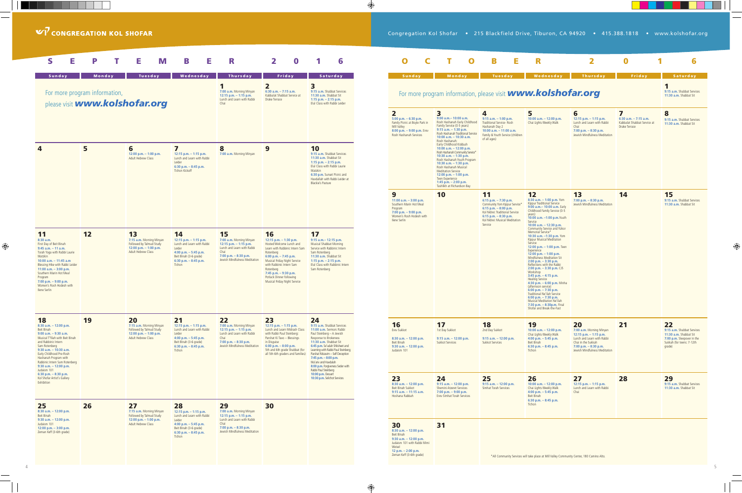# CONGREGATION KOL SHOFAR

Congregation Kol Shofar • 215 Blackfield Drive, Tiburon, CA 94920 • 415.388.1818 • www.kolshofar.org

## SEPTEMBER 2016

| Sunday | Monday | Tuesday | Wednesday | Thursday | Friday | Saturday |
|---|---|---|---|---|---|---|
| For more program information, please visit ***www.kolshofar.org*** | | | | **1** **7:00 a.m.** Morning Minyan **12:15 p.m. – 1:15 p.m.** Lunch and Learn with Rabbi Chai | **2** **6:30 a.m. – 7:15 a.m.** Kabbalat Shabbat Service at Drake Terrace | **3** **9:15 a.m.** Shabbat Services **11:30 a.m.** Shabbat Sit **1:15 p.m. – 2:15 p.m.** Elul Class with Rabbi Leider |
| **4** | **5** | **6** **12:00 p.m. – 1:00 p.m.** Adult Hebrew Class | **7** **12:15 p.m. – 1:15 p.m.** Lunch and Learn with Rabbi Leider **6:30 p.m. – 8:45 p.m.** Tichon Kickoff | **8** **7:00 a.m.** Morning Minyan | **9** | **10** **9:15 a.m.** Shabbat Services **11:30 a.m.** Shabbat Sit **1:15 p.m. – 2:15 p.m.** Elul Class with Rabbi Laurie Matzkin **6:30 p.m.** Sunset Picnic and Havdallah with Rabbi Leider at Blackie's Pasture |
| **11** **8:30 a.m.** First Day of Beit Binah **9:45 a.m. – 11 a.m.** Torah Yoga with Rabbi Laurie Matzkin **10:00 a.m. – 11:45 a.m** Blessing Hike with Rabbi Leider **11:00 a.m. – 3:00 p.m.** Southern Marin Hot Meal Program **7:00 p.m. – 9:00 p.m.** Women's Rosh Hodesh with Ilene Serlin | **12** | **13** **7:15 a.m.** Morning Minyan Followed by Talmud Study **12:00 p.m. – 1:00 p.m.** Adult Hebrew Class | **14** **12:15 p.m. – 1:15 p.m.** Lunch and Learn with Rabbi Leider **4:00 p.m. – 5:45 p.m.** Beit Binah (3-6 grade) **6:30 p.m. – 8:45 p.m.** Tichon | **15** **7:00 a.m.** Morning Minyan **12:15 p.m. – 1:15 p.m.** Lunch and Learn with Rabbi Chai **7:00 p.m. – 8:30 p.m.** Jewish Mindfulness Meditation | **16** **12:15 p.m. – 1:30 p.m.** Hosted Welcome Lunch and Learn with Rabbinic Intern Sam Rotenberg **6:00 p.m. – 7:45 p.m.** Musical Friday Night Service with Rabbinic Intern Sam Rotenberg **7:45 p.m. – 9:30 p.m.** Potluck Dinner following Musical Friday Night Service | **17** **9:15 a.m.– 12:15 p.m.** Musical Shabbat Morning Service with Rabbinic Intern Sam Rotenberg **11:30 a.m.** Shabbat Sit **1:15 p.m. – 2:15 p.m.** Elul Class with Rabbinic Intern Sam Rotenberg |
| **18** **8:30 a.m. – 12:00 p.m.** Beit Binah **9:00 a.m. – 9:30 a.m.** Musical T'filah with Beit Binah and Rabbinic Intern Sam Rotenberg **9:30 a.m. – 10:30 a.m.** Early Childhood Pre-Rosh Hashanah Program with Rabbinic Intern Sam Rotenberg **9:30 a.m. – 12:00 p.m.** Judaism 101 **6:30 p.m. – 8:30 p.m.** Kol Shofar Artist's Gallery Exhibition | **19** | **20** **7:15 a.m.** Morning Minyan Followed by Talmud Study **12:00 p.m. – 1:00 p.m.** Adult Hebrew Class | **21** **12:15 p.m. – 1:15 p.m.** Lunch and Learn with Rabbi Leider **4:00 p.m. – 5:45 p.m.** Beit Binah (3-6 grade) **6:30 p.m. – 8:45 p.m.** Tichon | **22** **7:00 a.m.** Morning Minyan **12:15 p.m. – 1:15 p.m.** Lunch and Learn with Rabbi Chai **7:00 p.m. – 8:30 p.m.** Jewish Mindfulness Meditation | **23** **12:15 p.m. – 1:15 p.m.** Lunch and Learn Midrash Class with Rabbi Paul Steinberg; Parshat Ki Tavo – Blessings in Disguise **6:00 p.m. – 8:00 p.m.** 5th and 6th grade Shabbat (for all 5th-6th graders and families) | **24** **9:15 a.m.** Shabbat Services **11:00 a.m.** Sermon: Rabbi Paul Steinberg – A Jewish Response to Brokeness **11:30 a.m.** Shabbat Sit **6:45 p.m.** Se'udah Shlisheet and Learning with Rabbi Paul Steinberg; Parshat Nitzavim – Self Deception **7:45 p.m. – 8:00 p.m.** Ma'ariv and Havdalah **8:00 p.m.** Forgiveness Seder with Rabbi Paul Steinberg **10:00 p.m.** Dessert **10:30 p.m.** Selichot Services |
| **25** **8:30 a.m. – 12:00 p.m.** Beit Binah **9:30 a.m. – 12:00 p.m.** Judaism 101 **12:00 p.m. – 3:00 p.m.** Zeman Keff (3-6th grade) | **26** | **27** **7:15 a.m.** Morning Minyan Followed by Talmud Study **12:00 p.m. – 1:00 p.m.** Adult Hebrew Class | **28** **12:15 p.m. – 1:15 p.m.** Lunch and Learn with Rabbi Leider **4:00 p.m. – 5:45 p.m.** Beit Binah (3-6 grade) **6:30 p.m. – 8:45 p.m.** Tichon | **29** **7:00 a.m.** Morning Minyan **12:15 p.m. – 1:15 p.m.** Lunch and Learn with Rabbi Chai **7:00 p.m. – 8:30 p.m.** Jewish Mindfulness Meditation | **30** | |

## OCTOBER 2016

| Sunday | Monday | Tuesday | Wednesday | Thursday | Friday | Saturday |
|---|---|---|---|---|---|---|
| For more program information, please visit ***www.kolshofar.org*** | | | | | | **1** **9:15 a.m.** Shabbat Services **11:30 a.m.** Shabbat Sit |
| **2** **5:00 p.m. – 6:30 p.m.** Family Picnic at Boyle Park in Mill Valley **8:00 p.m. – 9:00 p.m.** Erev Rosh Hashanah Services | **3** **9:00 a.m. – 10:00 a.m.** Rosh Hashanah Early Childhood Family Service (0-5 years) **9:15 a.m. – 1:30 p.m.** Rosh Hashanah Traditional Service **10:00 a.m. – 10:30 a.m.** Rosh Hashanah; Early Childhood Kiddush **10:00 a.m. – 12:00 p.m.** Rosh Hashanah Community Service* **10:30 a.m. – 1:30 p.m.** Rosh Hashanah Youth Program **10:30 a.m. – 1:30 p.m.** Rosh Hashanah Musical Meditation Service **12:00 p.m. – 1:00 p.m.** Teen Experience **1:45 p.m. – 2:00 p.m.** Tashlikh at Richardson Bay | **4** **9:15 a.m. – 1:00 p.m.** Traditional Service- Rosh Hashanah Day 2 **10:00 a.m. – 11:00 a.m.** Family & Youth Service (children of all ages) | **5** **10:00 a.m. – 12:00 p.m.** Chai Lights Weekly Walk | **6** **12:15 p.m. – 1:15 p.m.** Lunch and Learn with Rabbi Chai **7:00 p.m. – 8:30 p.m.** Jewish Mindfulness Meditation | **7** **6:30 a.m. – 7:15 a.m.** Kabbalat Shabbat Service at Drake Terrace | **8** **9:15 a.m.** Shabbat Services **11:30 a.m.** Shabbat Sit |
| **9** **11:00 a.m. – 3:00 p.m.** Southern Marin Hot Meal Program **7:00 p.m. – 9:00 p.m.** Women's Rosh Hodesh with Ilene Serlin | **10** | **11** **6:15 p.m. – 7:30 p.m.** Community Yom Kippur Service* **6:15 p.m. – 8:00 p.m.** Kol Nidrei: Traditional Service **6:15 p.m. – 8:30 p.m.** Kol Nidrei: Musical Meditation Service | **12** **8:30 a.m. – 1:00 p.m.** Yom Kippur Traditional Service **9:00 a.m.– 10:00 a.m.** Early Childhood Family Service (0-5 years) **10:00 a.m. –1:00 p.m.** Youth Service **10:00 a.m. – 12:30 p.m.** Community Service and Yizkor Memorial Service* **10:30 a.m. –1:30 p.m.** Yom Kippur Musical Meditation Service **12:00 p.m. – 1:00 p.m.** Teen Experience **12:00 p.m. – 1:00 p.m.** Mindfulness Meditation Sit **2:00 p.m. – 3:30 p.m.** Reflections with the Rabbi **2:00 p.m. – 3:30 p.m.** CJS Workshop **3:45 p.m. – 4:15 p.m.** Healing Service **4:30 p.m. – 6:00 p.m.** Minha (afternoon service) **6:00 p.m. – 7:30 p.m.** Traditional Ne'ilah Service **6:00 p.m. – 7:30 p.m.** Musical Meditation Ne'ilah **7:30 p.m. – 8:30p.m.** Final Shofar and Break-the-Fast | **13** **7:00 p.m. – 8:30 p.m.** Jewish Mindfulness Meditation | **14** | **15** **9:15 a.m.** Shabbat Services **11:30 a.m.** Shabbat Sit |
| **16** Erev Sukkot **8:30 a.m. – 12:00 p.m.** Beit Binah **9:30 a.m. – 12:00 p.m.** Judaism 101 | **17** 1st Day Sukkot **9:15 a.m. – 12:00 p.m.** Sukkot Services | **18** 2nd Day Sukkot **9:15 a.m. – 12:00 p.m.** Sukkot Services | **19** **10:00 a.m. – 12:00 p.m.** Chai Lights Weekly Walk **4:00 p.m. – 5:45 p.m.** Beit Binah **6:30 p.m. – 8:45 p.m.** Tichon | **20** **7:00 a.m.** Morning Minyan **12:15 p.m. – 1:15 p.m.** Lunch and Learn with Rabbi Chai in the Sukkah **7:00 p.m. – 8:30 p.m.** Jewish Mindfulness Meditation | **21** | **22** **9:15 a.m.** Shabbat Services **11:30 a.m.** Shabbat Sit **7:00 p.m.** Sleepover in the Sukkah (for teens: 7-12th grade) |
| **23** **8:30 a.m. – 12:00 p.m.** Beit Binah Sukkot **9:15 a.m. – 11:15 a.m.** Hoshana Rabbah | **24** **9:15 a.m. – 12:00 p.m.** Shemini Atzeret Services **7:00 p.m. – 9:00 p.m.** Erev Simhat Torah Services | **25** **9:15 a.m. – 12:00 p.m.** Simhat Torah Services | **26** **10:00 a.m. – 12:00 p.m.** Chai Lights Weekly Walk **4:00 p.m. – 5:45 p.m.** Beit Binah **6:30 p.m. – 8:45 p.m.** Tichon | **27** **12:15 p.m. – 1:15 p.m.** Lunch and Learn with Rabbi Chai | **28** | **29** **9:15 a.m.** Shabbat Services **11:30 a.m.** Shabbat Sit |
| **30** **8:30 a.m. – 12:00 p.m.** Beit Binah **9:30 a.m. – 12:00 p.m.** Judaism 101 with Rabbi Mimi Weisel **12 p.m. – 2:00 p.m.** Zeman Keff (3-6th grade) | **31** | | | | | |

*All Community Services will take place at Mill Valley Community Center, 180 Camino Alto.